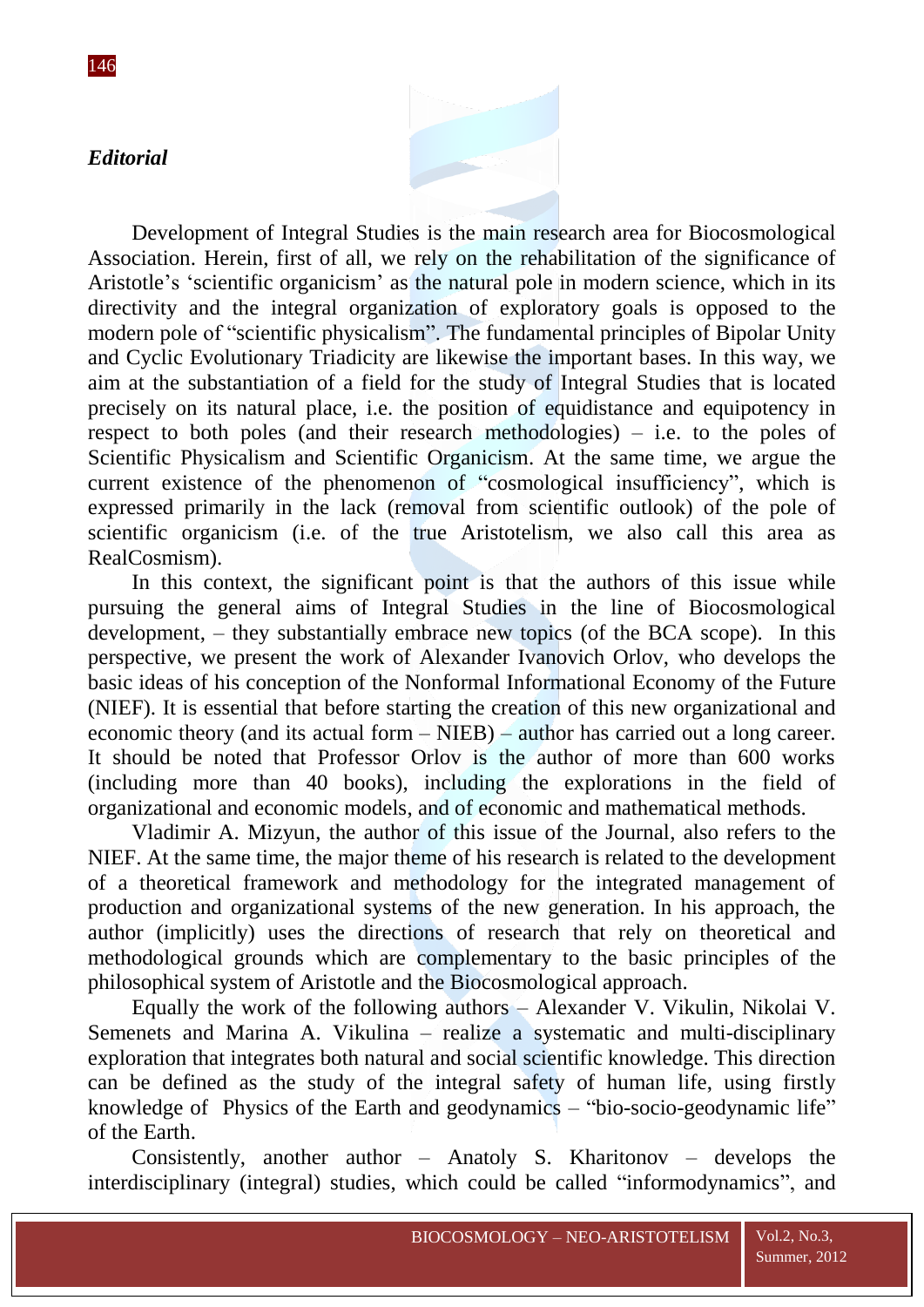*Editorial*

Development of Integral Studies is the main research area for Biocosmological Association. Herein, first of all, we rely on the rehabilitation of the significance of Aristotle's 'scientific organicism' as the natural pole in modern science, which in its directivity and the integral organization of exploratory goals is opposed to the modern pole of "scientific physicalism". The fundamental principles of Bipolar Unity and Cyclic Evolutionary Triadicity are likewise the important bases. In this way, we aim at the substantiation of a field for the study of Integral Studies that is located precisely on its natural place, i.e. the position of equidistance and equipotency in respect to both poles (and their research methodologies) – i.e. to the poles of Scientific Physicalism and Scientific Organicism. At the same time, we argue the current existence of the phenomenon of "cosmological insufficiency", which is expressed primarily in the lack (removal from scientific outlook) of the pole of scientific organicism (i.e. of the true Aristotelism, we also call this area as RealCosmism).

In this context, the significant point is that the authors of this issue while pursuing the general aims of Integral Studies in the line of Biocosmological development, – they substantially embrace new topics (of the BCA scope). In this perspective, we present the work of Alexander Ivanovich Orlov, who develops the basic ideas of his conception of the Nonformal Informational Economy of the Future (NIEF). It is essential that before starting the creation of this new organizational and economic theory (and its actual form – NIEB) – author has carried out a long career. It should be noted that Professor Orlov is the author of more than 600 works (including more than 40 books), including the explorations in the field of organizational and economic models, and of economic and mathematical methods.

Vladimir A. Mizyun, the author of this issue of the Journal, also refers to the NIEF. At the same time, the major theme of his research is related to the development of a theoretical framework and methodology for the integrated management of production and organizational systems of the new generation. In his approach, the author (implicitly) uses the directions of research that rely on theoretical and methodological grounds which are complementary to the basic principles of the philosophical system of Aristotle and the Biocosmological approach.

Equally the work of the following authors – Alexander V. Vikulin, Nikolai V. Semenets and Marina A. Vikulina – realize a systematic and multi-disciplinary exploration that integrates both natural and social scientific knowledge. This direction can be defined as the study of the integral safety of human life, using firstly knowledge of Physics of the Earth and geodynamics – "bio-socio-geodynamic life" of the Earth.

Consistently, another author – Anatoly S. Kharitonov – develops the interdisciplinary (integral) studies, which could be called "informodynamics", and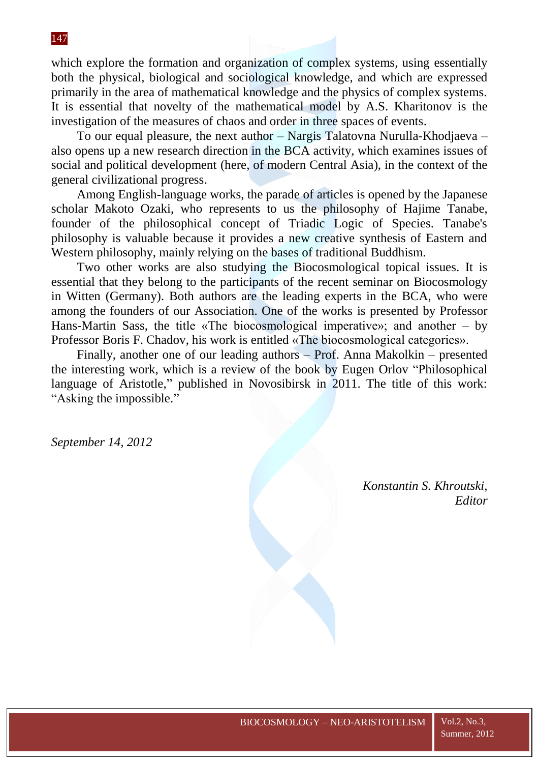which explore the formation and organization of complex systems, using essentially both the physical, biological and sociological knowledge, and which are expressed primarily in the area of mathematical knowledge and the physics of complex systems. It is essential that novelty of the mathematical model by A.S. Kharitonov is the investigation of the measures of chaos and order in three spaces of events.

To our equal pleasure, the next author – Nargis Talatovna Nurulla-Khodjaeva – also opens up a new research direction in the BCA activity, which examines issues of social and political development (here, of modern Central Asia), in the context of the general civilizational progress.

Among English-language works, the parade of articles is opened by the Japanese scholar Makoto Ozaki, who represents to us the philosophy of Hajime Tanabe, founder of the philosophical concept of Triadic Logic of Species. Tanabe's philosophy is valuable because it provides a new creative synthesis of Eastern and Western philosophy, mainly relying on the bases of traditional Buddhism.

Two other works are also studying the Biocosmological topical issues. It is essential that they belong to the participants of the recent seminar on Biocosmology in Witten (Germany). Both authors are the leading experts in the BCA, who were among the founders of our Association. One of the works is presented by Professor Hans-Martin Sass, the title «The biocosmological imperative»; and another – by Professor Boris F. Chadov, his work is entitled «The biocosmological categories».

Finally, another one of our leading authors – Prof. Anna Makolkin – presented the interesting work, which is a review of the book by Eugen Orlov "Philosophical language of Aristotle," published in Novosibirsk in 2011. The title of this work: "Asking the impossible."

*September 14, 2012*

*Konstantin S. Khroutski,*
*Editor*